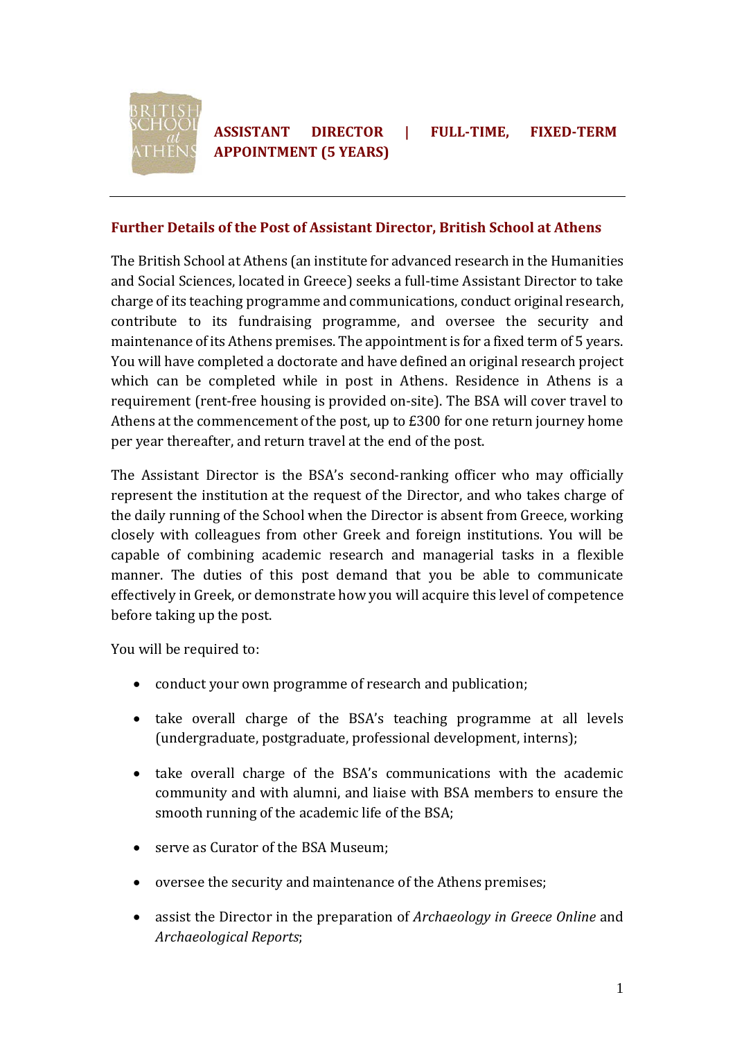# ASSISTANT DIRECTOR | FULL-TIME, FIXED-TERM APPOINTMENT (5 YEARS)

## Further Details of the Post of Assistant Director, British School at Athens

The British School at Athens (an institute for advanced research in the Humanities and Social Sciences, located in Greece) seeks a full-time Assistant Director to take charge of its teaching programme and communications, conduct original research, contribute to its fundraising programme, and oversee the security and maintenance of its Athens premises. The appointment is for a fixed term of 5 years. You will have completed a doctorate and have defined an original research project which can be completed while in post in Athens. Residence in Athens is a requirement (rent-free housing is provided on-site). The BSA will cover travel to Athens at the commencement of the post, up to £300 for one return journey home per year thereafter, and return travel at the end of the post.

The Assistant Director is the BSA's second-ranking officer who may officially represent the institution at the request of the Director, and who takes charge of the daily running of the School when the Director is absent from Greece, working closely with colleagues from other Greek and foreign institutions. You will be capable of combining academic research and managerial tasks in a flexible manner. The duties of this post demand that you be able to communicate effectively in Greek, or demonstrate how you will acquire this level of competence before taking up the post.

You will be required to:

- conduct your own programme of research and publication;
- take overall charge of the BSA's teaching programme at all levels (undergraduate, postgraduate, professional development, interns);
- take overall charge of the BSA's communications with the academic community and with alumni, and liaise with BSA members to ensure the smooth running of the academic life of the BSA;
- serve as Curator of the BSA Museum;
- oversee the security and maintenance of the Athens premises;
- assist the Director in the preparation of *Archaeology in Greece Online* and *Archaeological Reports*;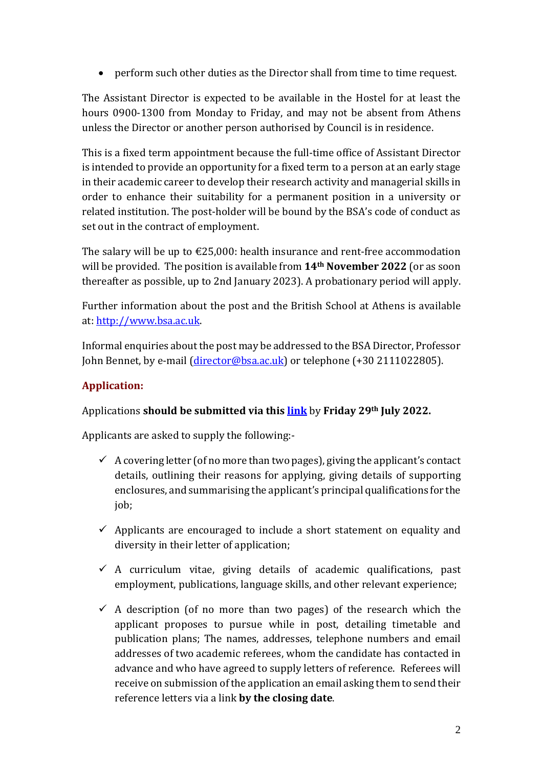- perform such other duties as the Director shall from time to time request.

The Assistant Director is expected to be available in the Hostel for at least the hours 0900-1300 from Monday to Friday, and may not be absent from Athens unless the Director or another person authorised by Council is in residence.

This is a fixed term appointment because the full-time office of Assistant Director is intended to provide an opportunity for a fixed term to a person at an early stage in their academic career to develop their research activity and managerial skills in order to enhance their suitability for a permanent position in a university or related institution. The post-holder will be bound by the BSA's code of conduct as set out in the contract of employment.

The salary will be up to €25,000: health insurance and rent-free accommodation will be provided. The position is available from **14th November 2022** (or as soon thereafter as possible, up to 2nd January 2023). A probationary period will apply.

Further information about the post and the British School at Athens is available at: [http://www.bsa.ac.uk](http://www.bsa.ac.uk).

Informal enquiries about the post may be addressed to the BSA Director, Professor John Bennet, by e-mail ([director@bsa.ac.uk](mailto:director@bsa.ac.uk)) or telephone (+30 2111022805).

## Application:

Applications **should be submitted via this [link](link)** by **Friday 29th July 2022.**

Applicants are asked to supply the following:-

- ✓ A covering letter (of no more than two pages), giving the applicant's contact details, outlining their reasons for applying, giving details of supporting enclosures, and summarising the applicant's principal qualifications for the job;
- ✓ Applicants are encouraged to include a short statement on equality and diversity in their letter of application;
- ✓ A curriculum vitae, giving details of academic qualifications, past employment, publications, language skills, and other relevant experience;
- ✓ A description (of no more than two pages) of the research which the applicant proposes to pursue while in post, detailing timetable and publication plans; The names, addresses, telephone numbers and email addresses of two academic referees, whom the candidate has contacted in advance and who have agreed to supply letters of reference. Referees will receive on submission of the application an email asking them to send their reference letters via a link **by the closing date**.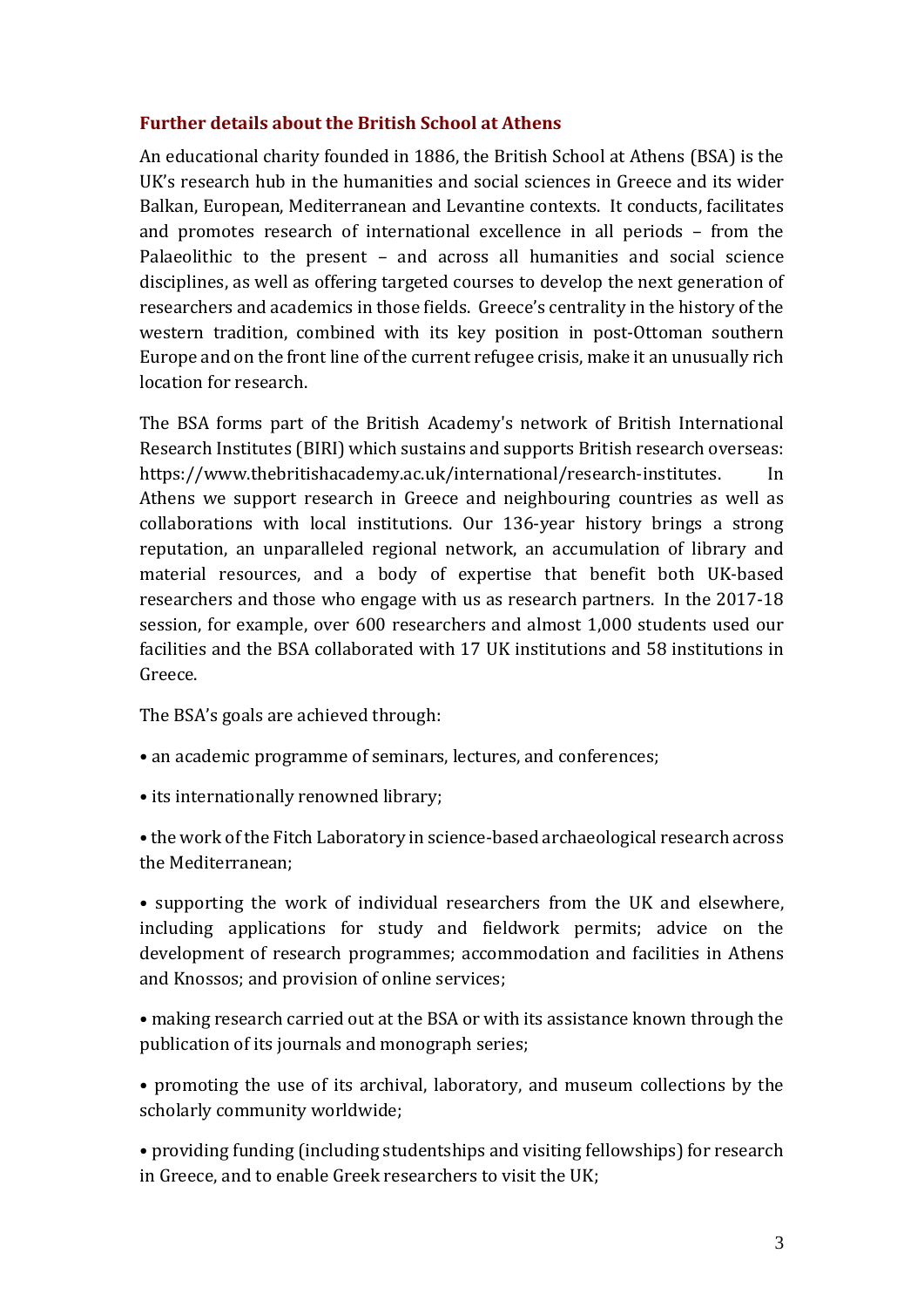## Further details about the British School at Athens

An educational charity founded in 1886, the British School at Athens (BSA) is the UK's research hub in the humanities and social sciences in Greece and its wider Balkan, European, Mediterranean and Levantine contexts. It conducts, facilitates and promotes research of international excellence in all periods – from the Palaeolithic to the present – and across all humanities and social science disciplines, as well as offering targeted courses to develop the next generation of researchers and academics in those fields. Greece's centrality in the history of the western tradition, combined with its key position in post-Ottoman southern Europe and on the front line of the current refugee crisis, make it an unusually rich location for research.

The BSA forms part of the British Academy's network of British International Research Institutes (BIRI) which sustains and supports British research overseas: https://www.thebritishacademy.ac.uk/international/research-institutes. In Athens we support research in Greece and neighbouring countries as well as collaborations with local institutions. Our 136-year history brings a strong reputation, an unparalleled regional network, an accumulation of library and material resources, and a body of expertise that benefit both UK-based researchers and those who engage with us as research partners. In the 2017-18 session, for example, over 600 researchers and almost 1,000 students used our facilities and the BSA collaborated with 17 UK institutions and 58 institutions in Greece.

The BSA's goals are achieved through:

- an academic programme of seminars, lectures, and conferences;
- its internationally renowned library;
- the work of the Fitch Laboratory in science-based archaeological research across the Mediterranean;
- supporting the work of individual researchers from the UK and elsewhere, including applications for study and fieldwork permits; advice on the development of research programmes; accommodation and facilities in Athens and Knossos; and provision of online services;
- making research carried out at the BSA or with its assistance known through the publication of its journals and monograph series;
- promoting the use of its archival, laboratory, and museum collections by the scholarly community worldwide;
- providing funding (including studentships and visiting fellowships) for research in Greece, and to enable Greek researchers to visit the UK;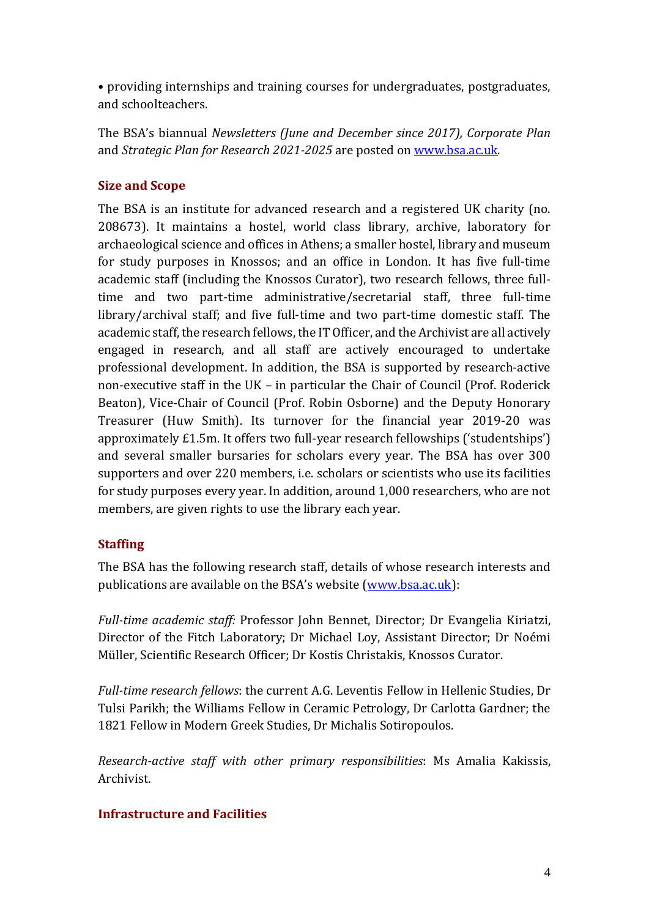• providing internships and training courses for undergraduates, postgraduates, and schoolteachers.

The BSA's biannual *Newsletters (June and December since 2017), Corporate Plan* and *Strategic Plan for Research 2021-2025* are posted on [www.bsa.ac.uk](www.bsa.ac.uk).

## Size and Scope

The BSA is an institute for advanced research and a registered UK charity (no. 208673). It maintains a hostel, world class library, archive, laboratory for archaeological science and offices in Athens; a smaller hostel, library and museum for study purposes in Knossos; and an office in London. It has five full-time academic staff (including the Knossos Curator), two research fellows, three full-time and two part-time administrative/secretarial staff, three full-time library/archival staff; and five full-time and two part-time domestic staff. The academic staff, the research fellows, the IT Officer, and the Archivist are all actively engaged in research, and all staff are actively encouraged to undertake professional development. In addition, the BSA is supported by research-active non-executive staff in the UK – in particular the Chair of Council (Prof. Roderick Beaton), Vice-Chair of Council (Prof. Robin Osborne) and the Deputy Honorary Treasurer (Huw Smith). Its turnover for the financial year 2019-20 was approximately £1.5m. It offers two full-year research fellowships ('studentships') and several smaller bursaries for scholars every year. The BSA has over 300 supporters and over 220 members, i.e. scholars or scientists who use its facilities for study purposes every year. In addition, around 1,000 researchers, who are not members, are given rights to use the library each year.

## Staffing

The BSA has the following research staff, details of whose research interests and publications are available on the BSA's website ([www.bsa.ac.uk](www.bsa.ac.uk)):

*Full-time academic staff:* Professor John Bennet, Director; Dr Evangelia Kiriatzi, Director of the Fitch Laboratory; Dr Michael Loy, Assistant Director; Dr Noémi Müller, Scientific Research Officer; Dr Kostis Christakis, Knossos Curator.

*Full-time research fellows*: the current A.G. Leventis Fellow in Hellenic Studies, Dr Tulsi Parikh; the Williams Fellow in Ceramic Petrology, Dr Carlotta Gardner; the 1821 Fellow in Modern Greek Studies, Dr Michalis Sotiropoulos.

*Research-active staff with other primary responsibilities*: Ms Amalia Kakissis, Archivist.

## Infrastructure and Facilities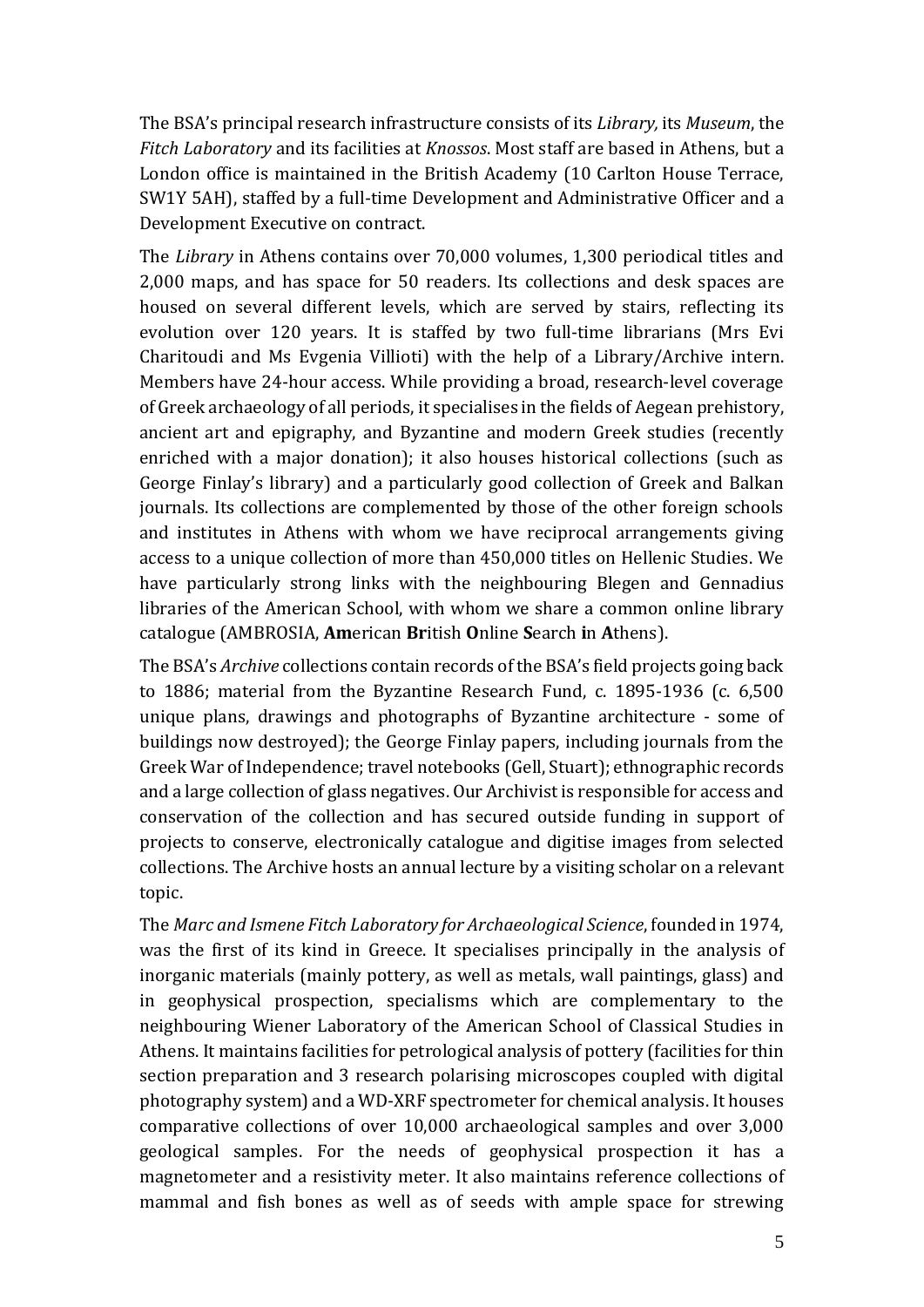The BSA's principal research infrastructure consists of its *Library,* its *Museum*, the *Fitch Laboratory* and its facilities at *Knossos*. Most staff are based in Athens, but a London office is maintained in the British Academy (10 Carlton House Terrace, SW1Y 5AH), staffed by a full-time Development and Administrative Officer and a Development Executive on contract.

The *Library* in Athens contains over 70,000 volumes, 1,300 periodical titles and 2,000 maps, and has space for 50 readers. Its collections and desk spaces are housed on several different levels, which are served by stairs, reflecting its evolution over 120 years. It is staffed by two full-time librarians (Mrs Evi Charitoudi and Ms Evgenia Villioti) with the help of a Library/Archive intern. Members have 24-hour access. While providing a broad, research-level coverage of Greek archaeology of all periods, it specialises in the fields of Aegean prehistory, ancient art and epigraphy, and Byzantine and modern Greek studies (recently enriched with a major donation); it also houses historical collections (such as George Finlay's library) and a particularly good collection of Greek and Balkan journals. Its collections are complemented by those of the other foreign schools and institutes in Athens with whom we have reciprocal arrangements giving access to a unique collection of more than 450,000 titles on Hellenic Studies. We have particularly strong links with the neighbouring Blegen and Gennadius libraries of the American School, with whom we share a common online library catalogue (AMBROSIA, **Am**erican **Br**itish **O**nline **S**earch **i**n **A**thens).

The BSA's *Archive* collections contain records of the BSA's field projects going back to 1886; material from the Byzantine Research Fund, c. 1895-1936 (c. 6,500 unique plans, drawings and photographs of Byzantine architecture - some of buildings now destroyed); the George Finlay papers, including journals from the Greek War of Independence; travel notebooks (Gell, Stuart); ethnographic records and a large collection of glass negatives. Our Archivist is responsible for access and conservation of the collection and has secured outside funding in support of projects to conserve, electronically catalogue and digitise images from selected collections. The Archive hosts an annual lecture by a visiting scholar on a relevant topic.

The *Marc and Ismene Fitch Laboratory for Archaeological Science*, founded in 1974, was the first of its kind in Greece. It specialises principally in the analysis of inorganic materials (mainly pottery, as well as metals, wall paintings, glass) and in geophysical prospection, specialisms which are complementary to the neighbouring Wiener Laboratory of the American School of Classical Studies in Athens. It maintains facilities for petrological analysis of pottery (facilities for thin section preparation and 3 research polarising microscopes coupled with digital photography system) and a WD-XRF spectrometer for chemical analysis. It houses comparative collections of over 10,000 archaeological samples and over 3,000 geological samples. For the needs of geophysical prospection it has a magnetometer and a resistivity meter. It also maintains reference collections of mammal and fish bones as well as of seeds with ample space for strewing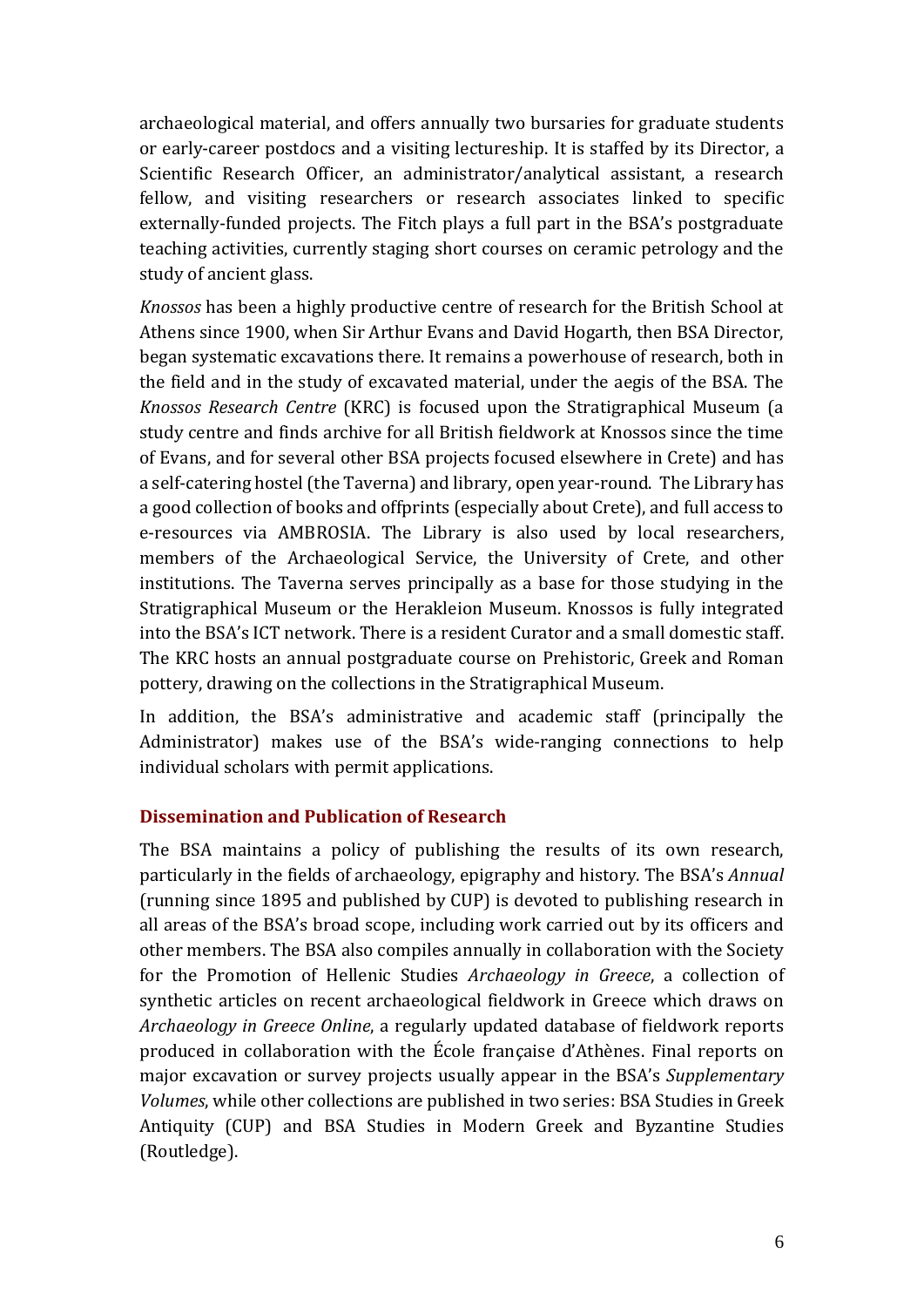archaeological material, and offers annually two bursaries for graduate students or early-career postdocs and a visiting lectureship. It is staffed by its Director, a Scientific Research Officer, an administrator/analytical assistant, a research fellow, and visiting researchers or research associates linked to specific externally-funded projects. The Fitch plays a full part in the BSA's postgraduate teaching activities, currently staging short courses on ceramic petrology and the study of ancient glass.

*Knossos* has been a highly productive centre of research for the British School at Athens since 1900, when Sir Arthur Evans and David Hogarth, then BSA Director, began systematic excavations there. It remains a powerhouse of research, both in the field and in the study of excavated material, under the aegis of the BSA. The *Knossos Research Centre* (KRC) is focused upon the Stratigraphical Museum (a study centre and finds archive for all British fieldwork at Knossos since the time of Evans, and for several other BSA projects focused elsewhere in Crete) and has a self-catering hostel (the Taverna) and library, open year-round. The Library has a good collection of books and offprints (especially about Crete), and full access to e-resources via AMBROSIA. The Library is also used by local researchers, members of the Archaeological Service, the University of Crete, and other institutions. The Taverna serves principally as a base for those studying in the Stratigraphical Museum or the Herakleion Museum. Knossos is fully integrated into the BSA's ICT network. There is a resident Curator and a small domestic staff. The KRC hosts an annual postgraduate course on Prehistoric, Greek and Roman pottery, drawing on the collections in the Stratigraphical Museum.

In addition, the BSA's administrative and academic staff (principally the Administrator) makes use of the BSA's wide-ranging connections to help individual scholars with permit applications.

## Dissemination and Publication of Research

The BSA maintains a policy of publishing the results of its own research, particularly in the fields of archaeology, epigraphy and history. The BSA's *Annual* (running since 1895 and published by CUP) is devoted to publishing research in all areas of the BSA's broad scope, including work carried out by its officers and other members. The BSA also compiles annually in collaboration with the Society for the Promotion of Hellenic Studies *Archaeology in Greece*, a collection of synthetic articles on recent archaeological fieldwork in Greece which draws on *Archaeology in Greece Online*, a regularly updated database of fieldwork reports produced in collaboration with the École française d'Athènes. Final reports on major excavation or survey projects usually appear in the BSA's *Supplementary Volumes*, while other collections are published in two series: BSA Studies in Greek Antiquity (CUP) and BSA Studies in Modern Greek and Byzantine Studies (Routledge).